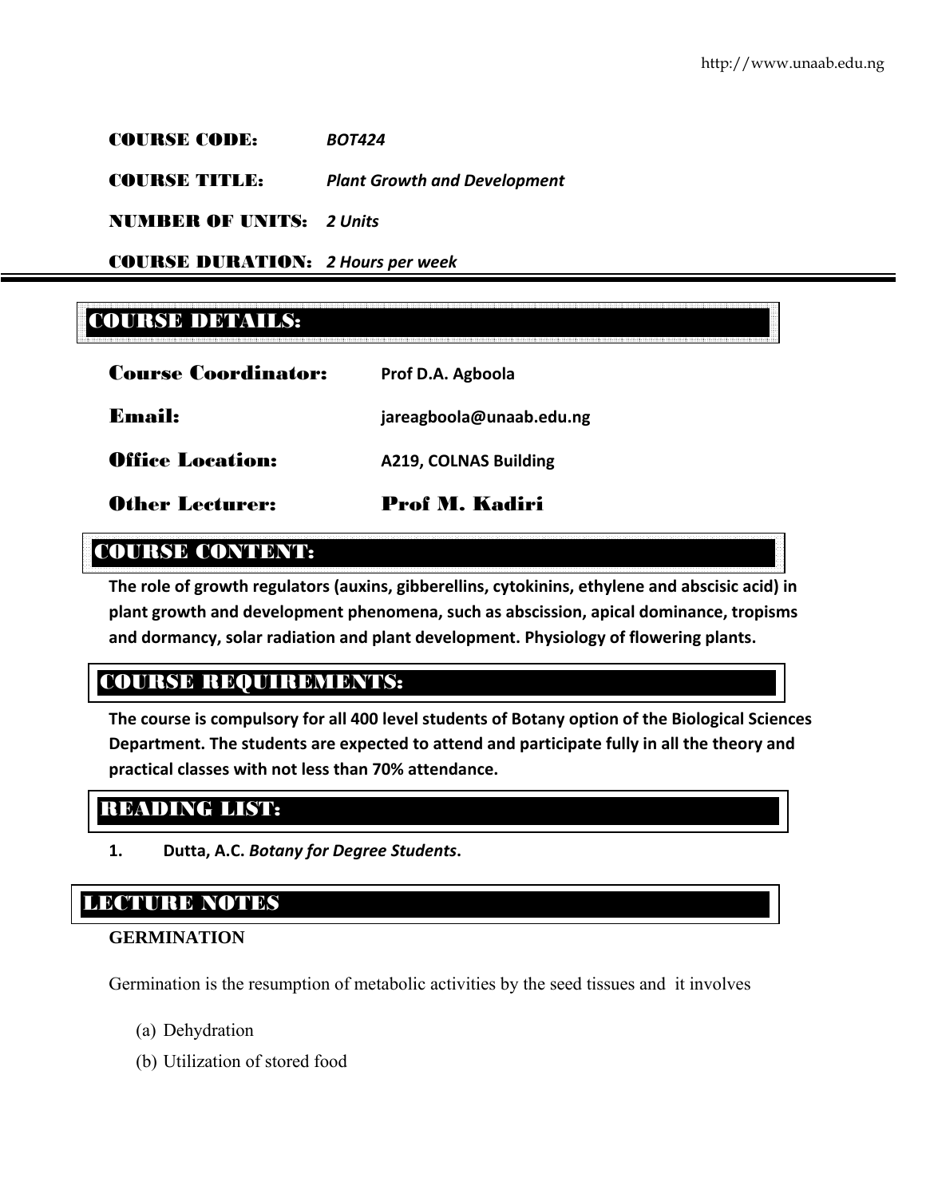**COURSE CODE:** *BOT424*

**COURSE TITLE:** *Plant Growth and Development*

**NUMBER OF UNITS:** *2 Units*

**COURSE DURATION:** *2 Hours per week*

## COURSE DETAILS:

**Course Coordinator:** Prof D.A. Agboola

**Email:** jareagboola@unaab.edu.ng

**Office Location:** A219, COLNAS Building

**Other Lecturer:** Prof M. Kadiri

## COURSE CONTENT:

**The role of growth regulators (auxins, gibberellins, cytokinins, ethylene and abscisic acid) in plant growth and development phenomena, such as abscission, apical dominance, tropisms and dormancy, solar radiation and plant development. Physiology of flowering plants.**

## COURSE REQUIREMENTS:

**The course is compulsory for all 400 level students of Botany option of the Biological Sciences Department. The students are expected to attend and participate fully in all the theory and practical classes with not less than 70% attendance.**

## READING LIST:

1. **Dutta, A.C.** ***Botany for Degree Students*****.**

## LECTURE NOTES

### GERMINATION

Germination is the resumption of metabolic activities by the seed tissues and it involves

(a) Dehydration

(b) Utilization of stored food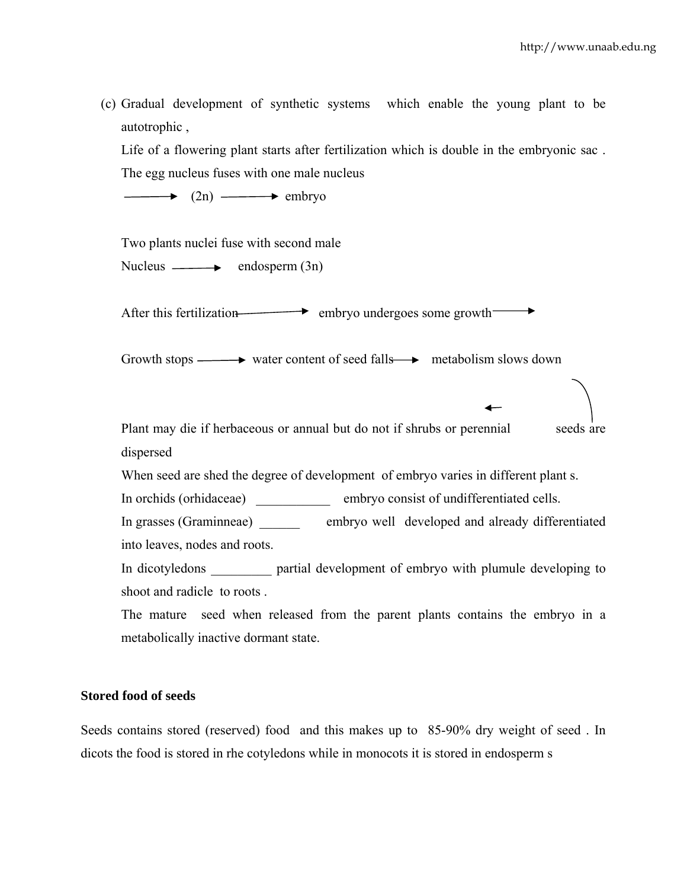(c) Gradual development of synthetic systems which enable the young plant to be autotrophic ,

Life of a flowering plant starts after fertilization which is double in the embryonic sac . The egg nucleus fuses with one male nucleus

⟶ (2n) ⟶ embryo

Two plants nuclei fuse with second male Nucleus ⟶ endosperm (3n)

After this fertilization ⟶ embryo undergoes some growth ⟶

Growth stops ⟶ water content of seed falls ⟶ metabolism slows down ⟶ seeds are dispersed ⟶ Plant may die if herbaceous or annual but do not if shrubs or perennial

When seed are shed the degree of development of embryo varies in different plant s.

In orchids (orhidaceae) ___________ embryo consist of undifferentiated cells.

In grasses (Graminneae) ______ embryo well developed and already differentiated into leaves, nodes and roots.

In dicotyledons _________ partial development of embryo with plumule developing to shoot and radicle to roots .

The mature seed when released from the parent plants contains the embryo in a metabolically inactive dormant state.

**Stored food of seeds**

Seeds contains stored (reserved) food and this makes up to 85-90% dry weight of seed . In dicots the food is stored in rhe cotyledons while in monocots it is stored in endosperm s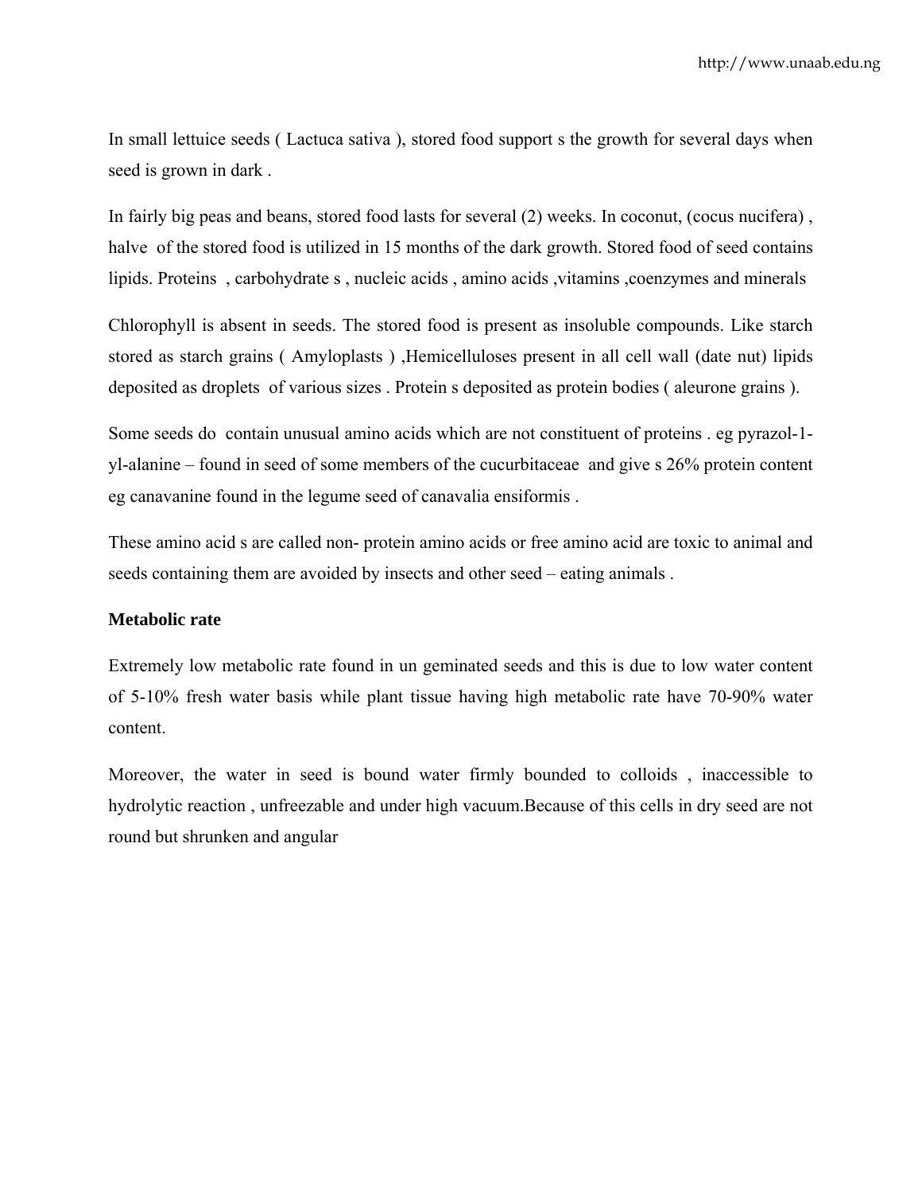In small lettuice seeds ( Lactuca sativa ), stored food support s the growth for several days when seed is grown in dark .

In fairly big peas and beans, stored food lasts for several (2) weeks. In coconut, (cocus nucifera) , halve of the stored food is utilized in 15 months of the dark growth. Stored food of seed contains lipids. Proteins , carbohydrate s , nucleic acids , amino acids ,vitamins ,coenzymes and minerals

Chlorophyll is absent in seeds. The stored food is present as insoluble compounds. Like starch stored as starch grains ( Amyloplasts ) ,Hemicelluloses present in all cell wall (date nut) lipids deposited as droplets of various sizes . Protein s deposited as protein bodies ( aleurone grains ).

Some seeds do contain unusual amino acids which are not constituent of proteins . eg pyrazol-1-yl-alanine – found in seed of some members of the cucurbitaceae and give s 26% protein content eg canavanine found in the legume seed of canavalia ensiformis .

These amino acid s are called non- protein amino acids or free amino acid are toxic to animal and seeds containing them are avoided by insects and other seed – eating animals .

**Metabolic rate**

Extremely low metabolic rate found in un geminated seeds and this is due to low water content of 5-10% fresh water basis while plant tissue having high metabolic rate have 70-90% water content.

Moreover, the water in seed is bound water firmly bounded to colloids , inaccessible to hydrolytic reaction , unfreezable and under high vacuum.Because of this cells in dry seed are not round but shrunken and angular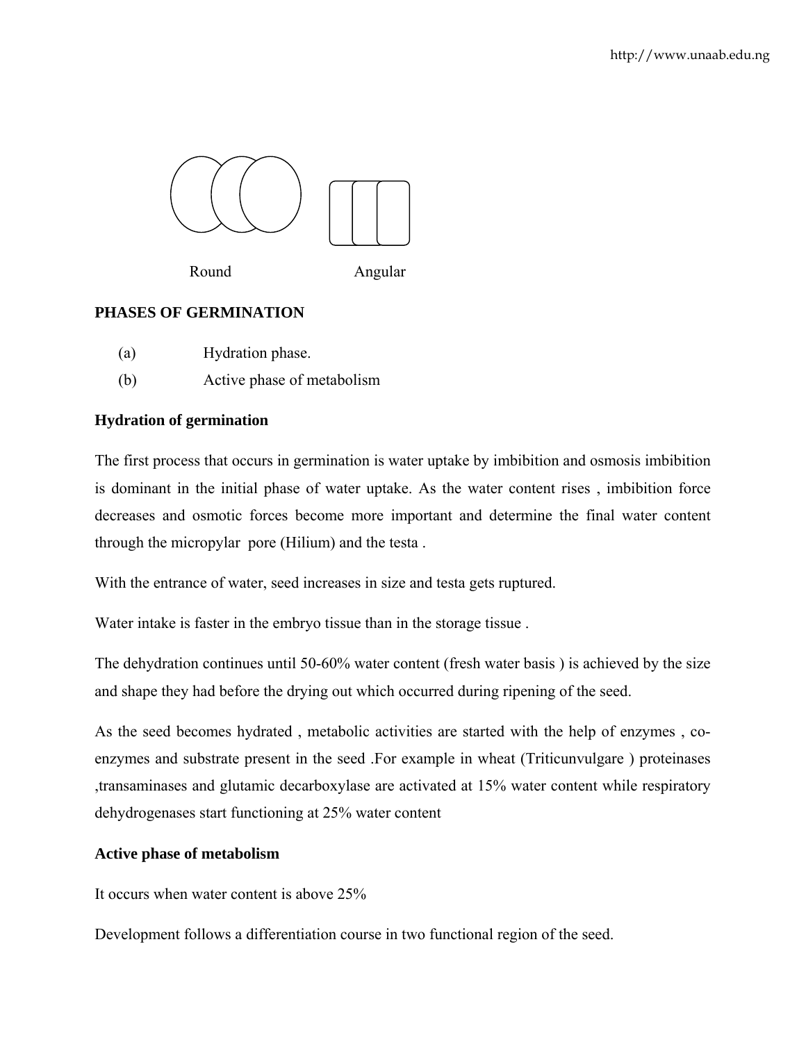Round Angular

**PHASES OF GERMINATION**

(a) Hydration phase.

(b) Active phase of metabolism

**Hydration of germination**

The first process that occurs in germination is water uptake by imbibition and osmosis imbibition is dominant in the initial phase of water uptake. As the water content rises , imbibition force decreases and osmotic forces become more important and determine the final water content through the micropylar pore (Hilium) and the testa .

With the entrance of water, seed increases in size and testa gets ruptured.

Water intake is faster in the embryo tissue than in the storage tissue .

The dehydration continues until 50-60% water content (fresh water basis ) is achieved by the size and shape they had before the drying out which occurred during ripening of the seed.

As the seed becomes hydrated , metabolic activities are started with the help of enzymes , co-enzymes and substrate present in the seed .For example in wheat (Triticunvulgare ) proteinases ,transaminases and glutamic decarboxylase are activated at 15% water content while respiratory dehydrogenases start functioning at 25% water content

**Active phase of metabolism**

It occurs when water content is above 25%

Development follows a differentiation course in two functional region of the seed.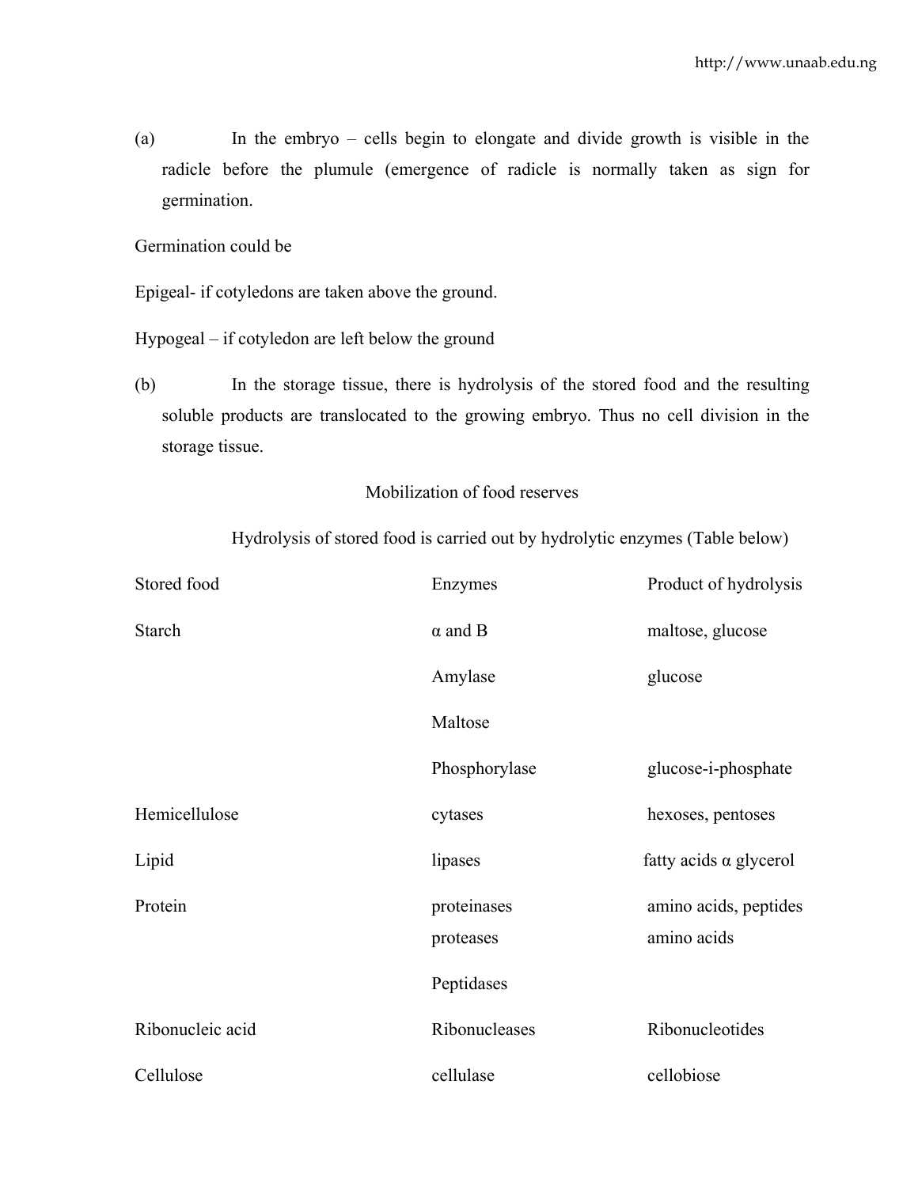(a) In the embryo – cells begin to elongate and divide growth is visible in the radicle before the plumule (emergence of radicle is normally taken as sign for germination.

Germination could be

Epigeal- if cotyledons are taken above the ground.

Hypogeal – if cotyledon are left below the ground

(b) In the storage tissue, there is hydrolysis of the stored food and the resulting soluble products are translocated to the growing embryo. Thus no cell division in the storage tissue.

Mobilization of food reserves

Hydrolysis of stored food is carried out by hydrolytic enzymes (Table below)

| Stored food | Enzymes | Product of hydrolysis |
|---|---|---|
| Starch | α and B | maltose, glucose |
| | Amylase | glucose |
| | Maltose | |
| | Phosphorylase | glucose-i-phosphate |
| Hemicellulose | cytases | hexoses, pentoses |
| Lipid | lipases | fatty acids α glycerol |
| Protein | proteinases | amino acids, peptides |
| | proteases | amino acids |
| | Peptidases | |
| Ribonucleic acid | Ribonucleases | Ribonucleotides |
| Cellulose | cellulase | cellobiose |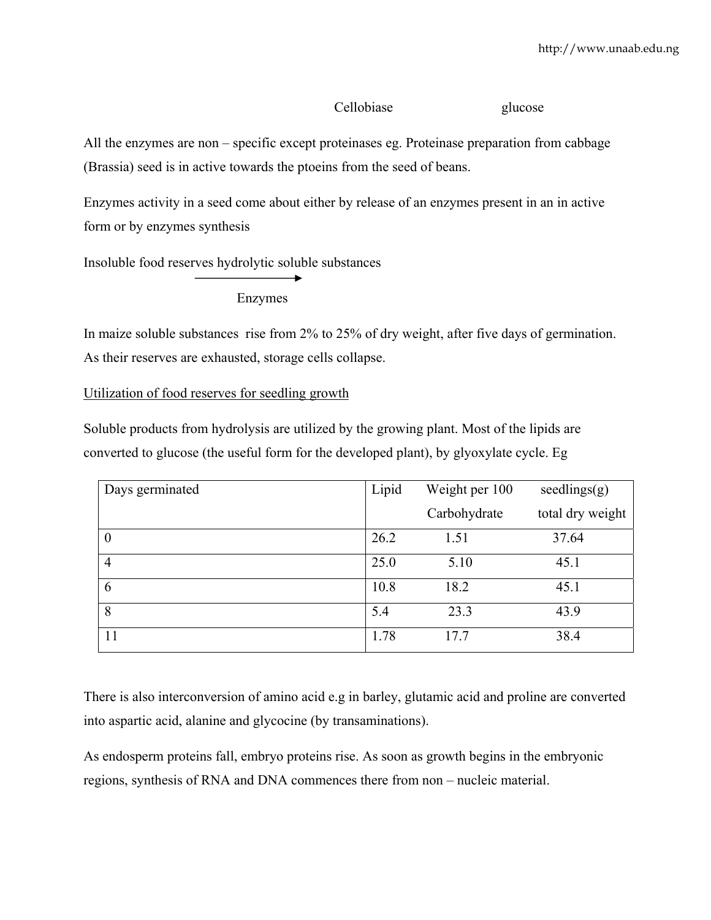Cellobiase glucose

All the enzymes are non – specific except proteinases eg. Proteinase preparation from cabbage (Brassia) seed is in active towards the ptoeins from the seed of beans.

Enzymes activity in a seed come about either by release of an enzymes present in an in active form or by enzymes synthesis

Insoluble food reserves hydrolytic soluble substances

$$\xrightarrow{\text{Enzymes}}$$

In maize soluble substances rise from 2% to 25% of dry weight, after five days of germination. As their reserves are exhausted, storage cells collapse.

<u>Utilization of food reserves for seedling growth</u>

Soluble products from hydrolysis are utilized by the growing plant. Most of the lipids are converted to glucose (the useful form for the developed plant), by glyoxylate cycle. Eg

| Days germinated | Lipid | Weight per 100 Carbohydrate | seedlings(g) total dry weight |
|---|---|---|---|
| 0 | 26.2 | 1.51 | 37.64 |
| 4 | 25.0 | 5.10 | 45.1 |
| 6 | 10.8 | 18.2 | 45.1 |
| 8 | 5.4 | 23.3 | 43.9 |
| 11 | 1.78 | 17.7 | 38.4 |

There is also interconversion of amino acid e.g in barley, glutamic acid and proline are converted into aspartic acid, alanine and glycocine (by transaminations).

As endosperm proteins fall, embryo proteins rise. As soon as growth begins in the embryonic regions, synthesis of RNA and DNA commences there from non – nucleic material.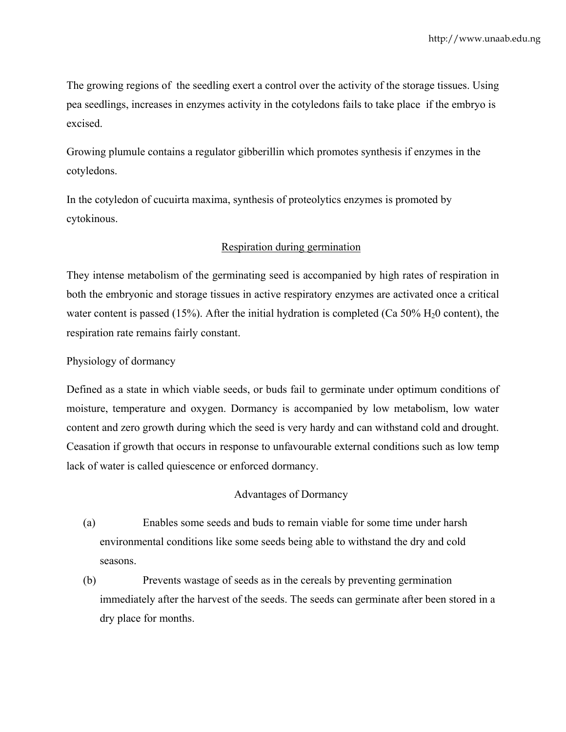The growing regions of the seedling exert a control over the activity of the storage tissues. Using pea seedlings, increases in enzymes activity in the cotyledons fails to take place if the embryo is excised.

Growing plumule contains a regulator gibberillin which promotes synthesis if enzymes in the cotyledons.

In the cotyledon of cucuirta maxima, synthesis of proteolytics enzymes is promoted by cytokinous.

## Respiration during germination

They intense metabolism of the germinating seed is accompanied by high rates of respiration in both the embryonic and storage tissues in active respiratory enzymes are activated once a critical water content is passed (15%). After the initial hydration is completed (Ca 50% $H_20$ content), the respiration rate remains fairly constant.

## Physiology of dormancy

Defined as a state in which viable seeds, or buds fail to germinate under optimum conditions of moisture, temperature and oxygen. Dormancy is accompanied by low metabolism, low water content and zero growth during which the seed is very hardy and can withstand cold and drought. Ceasation if growth that occurs in response to unfavourable external conditions such as low temp lack of water is called quiescence or enforced dormancy.

### Advantages of Dormancy

(a) Enables some seeds and buds to remain viable for some time under harsh environmental conditions like some seeds being able to withstand the dry and cold seasons.

(b) Prevents wastage of seeds as in the cereals by preventing germination immediately after the harvest of the seeds. The seeds can germinate after been stored in a dry place for months.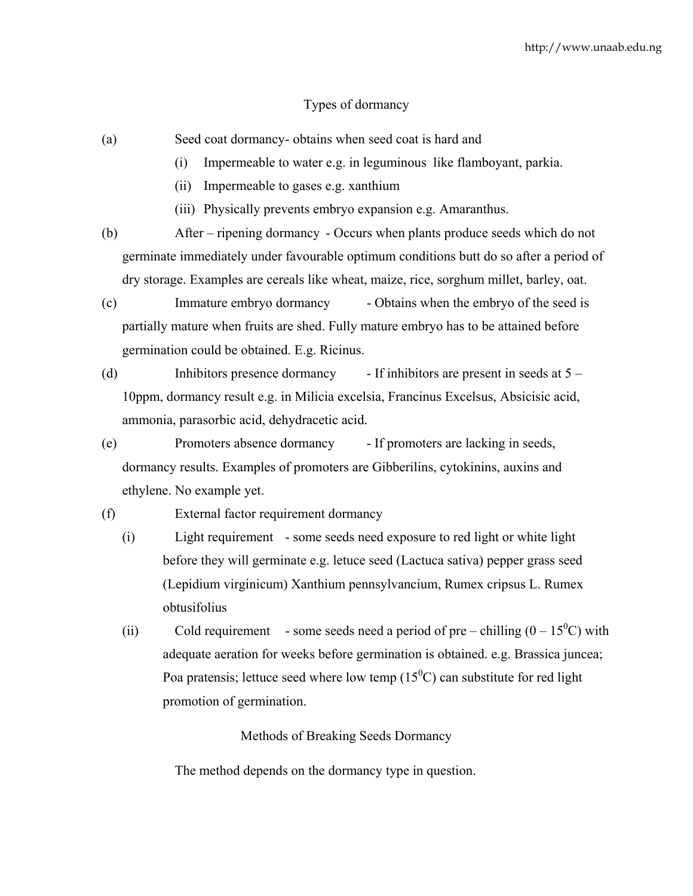## Types of dormancy

(a) Seed coat dormancy- obtains when seed coat is hard and

  (i) Impermeable to water e.g. in leguminous like flamboyant, parkia.

  (ii) Impermeable to gases e.g. xanthium

  (iii) Physically prevents embryo expansion e.g. Amaranthus.

(b) After – ripening dormancy - Occurs when plants produce seeds which do not germinate immediately under favourable optimum conditions butt do so after a period of dry storage. Examples are cereals like wheat, maize, rice, sorghum millet, barley, oat.

(c) Immature embryo dormancy - Obtains when the embryo of the seed is partially mature when fruits are shed. Fully mature embryo has to be attained before germination could be obtained. E.g. Ricinus.

(d) Inhibitors presence dormancy - If inhibitors are present in seeds at 5 – 10ppm, dormancy result e.g. in Milicia excelsia, Francinus Excelsus, Absicisic acid, ammonia, parasorbic acid, dehydracetic acid.

(e) Promoters absence dormancy - If promoters are lacking in seeds, dormancy results. Examples of promoters are Gibberilins, cytokinins, auxins and ethylene. No example yet.

(f) External factor requirement dormancy

  (i) Light requirement - some seeds need exposure to red light or white light before they will germinate e.g. letuce seed (Lactuca sativa) pepper grass seed (Lepidium virginicum) Xanthium pennsylvancium, Rumex cripsus L. Rumex obtusifolius

  (ii) Cold requirement - some seeds need a period of pre – chilling (0 – 15$^0$C) with adequate aeration for weeks before germination is obtained. e.g. Brassica juncea; Poa pratensis; lettuce seed where low temp (15$^0$C) can substitute for red light promotion of germination.

## Methods of Breaking Seeds Dormancy

The method depends on the dormancy type in question.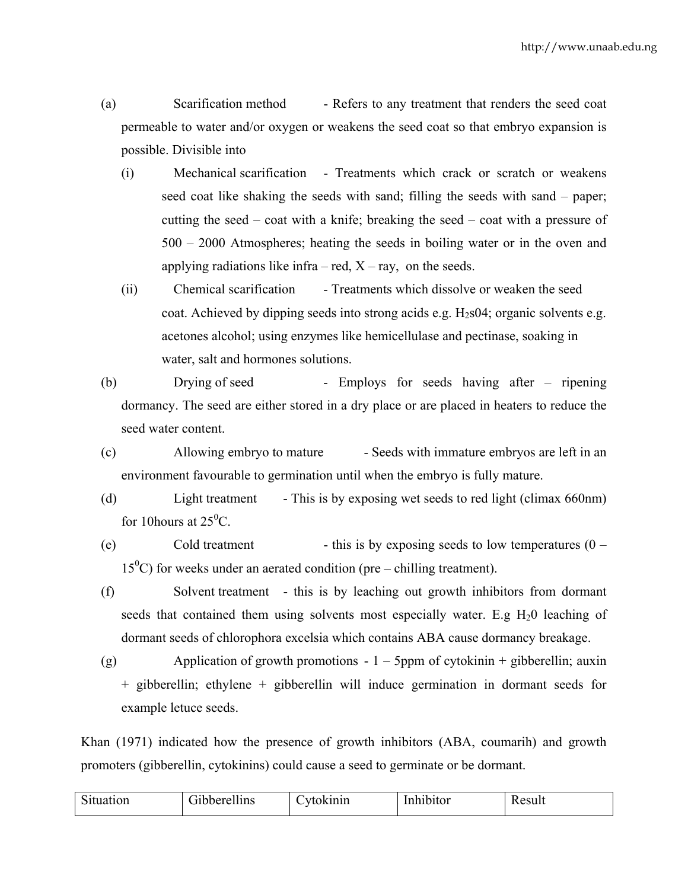(a) Scarification method - Refers to any treatment that renders the seed coat permeable to water and/or oxygen or weakens the seed coat so that embryo expansion is possible. Divisible into

  (i) Mechanical scarification - Treatments which crack or scratch or weakens seed coat like shaking the seeds with sand; filling the seeds with sand – paper; cutting the seed – coat with a knife; breaking the seed – coat with a pressure of 500 – 2000 Atmospheres; heating the seeds in boiling water or in the oven and applying radiations like infra – red, X – ray, on the seeds.

  (ii) Chemical scarification - Treatments which dissolve or weaken the seed coat. Achieved by dipping seeds into strong acids e.g. $H_2s04$; organic solvents e.g. acetones alcohol; using enzymes like hemicellulase and pectinase, soaking in water, salt and hormones solutions.

(b) Drying of seed - Employs for seeds having after – ripening dormancy. The seed are either stored in a dry place or are placed in heaters to reduce the seed water content.

(c) Allowing embryo to mature - Seeds with immature embryos are left in an environment favourable to germination until when the embryo is fully mature.

(d) Light treatment - This is by exposing wet seeds to red light (climax 660nm) for 10hours at $25^0$C.

(e) Cold treatment - this is by exposing seeds to low temperatures (0 – $15^0$C) for weeks under an aerated condition (pre – chilling treatment).

(f) Solvent treatment - this is by leaching out growth inhibitors from dormant seeds that contained them using solvents most especially water. E.g $H_20$ leaching of dormant seeds of chlorophora excelsia which contains ABA cause dormancy breakage.

(g) Application of growth promotions - 1 – 5ppm of cytokinin + gibberellin; auxin + gibberellin; ethylene + gibberellin will induce germination in dormant seeds for example letuce seeds.

Khan (1971) indicated how the presence of growth inhibitors (ABA, coumarih) and growth promoters (gibberellin, cytokinins) could cause a seed to germinate or be dormant.

| Situation | Gibberellins | Cytokinin | Inhibitor | Result |
|---|---|---|---|---|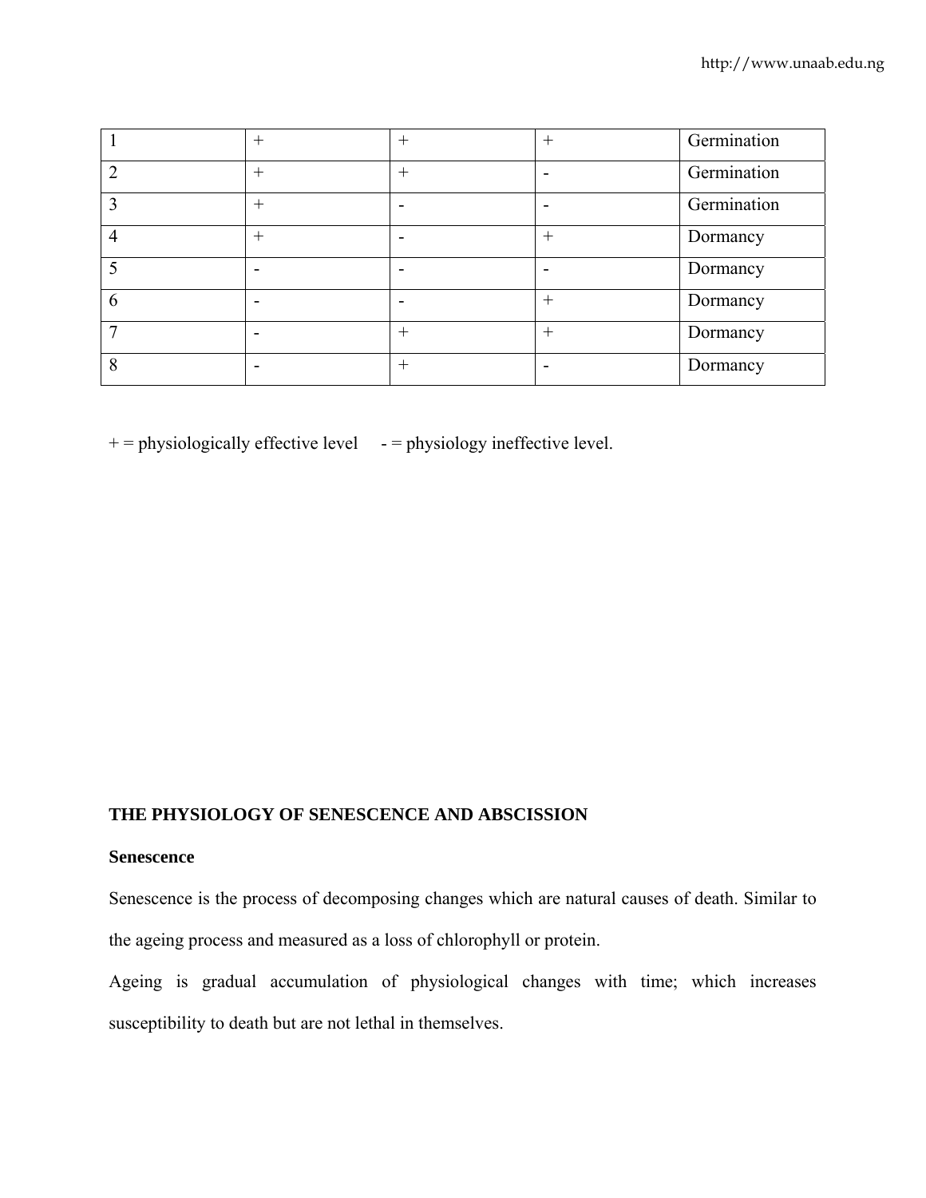| | | | | |
|---|---|---|---|---|
| 1 | + | + | + | Germination |
| 2 | + | + | - | Germination |
| 3 | + | - | - | Germination |
| 4 | + | - | + | Dormancy |
| 5 | - | - | - | Dormancy |
| 6 | - | - | + | Dormancy |
| 7 | - | + | + | Dormancy |
| 8 | - | + | - | Dormancy |

+ = physiologically effective level     - = physiology ineffective level.

**THE PHYSIOLOGY OF SENESCENCE AND ABSCISSION**

**Senescence**

Senescence is the process of decomposing changes which are natural causes of death. Similar to the ageing process and measured as a loss of chlorophyll or protein.

Ageing is gradual accumulation of physiological changes with time; which increases susceptibility to death but are not lethal in themselves.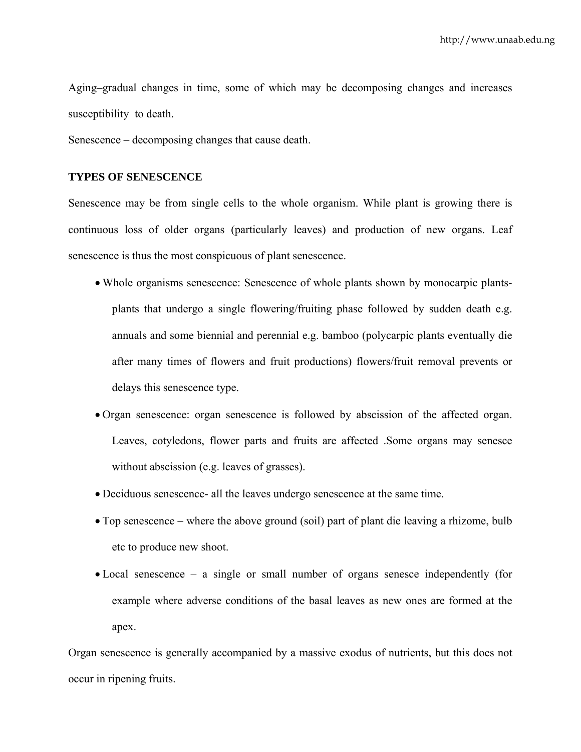Aging–gradual changes in time, some of which may be decomposing changes and increases susceptibility to death.

Senescence – decomposing changes that cause death.

**TYPES OF SENESCENCE**

Senescence may be from single cells to the whole organism. While plant is growing there is continuous loss of older organs (particularly leaves) and production of new organs. Leaf senescence is thus the most conspicuous of plant senescence.

- Whole organisms senescence: Senescence of whole plants shown by monocarpic plants- plants that undergo a single flowering/fruiting phase followed by sudden death e.g. annuals and some biennial and perennial e.g. bamboo (polycarpic plants eventually die after many times of flowers and fruit productions) flowers/fruit removal prevents or delays this senescence type.
- Organ senescence: organ senescence is followed by abscission of the affected organ. Leaves, cotyledons, flower parts and fruits are affected .Some organs may senesce without abscission (e.g. leaves of grasses).
- Deciduous senescence- all the leaves undergo senescence at the same time.
- Top senescence – where the above ground (soil) part of plant die leaving a rhizome, bulb etc to produce new shoot.
- Local senescence – a single or small number of organs senesce independently (for example where adverse conditions of the basal leaves as new ones are formed at the apex.

Organ senescence is generally accompanied by a massive exodus of nutrients, but this does not occur in ripening fruits.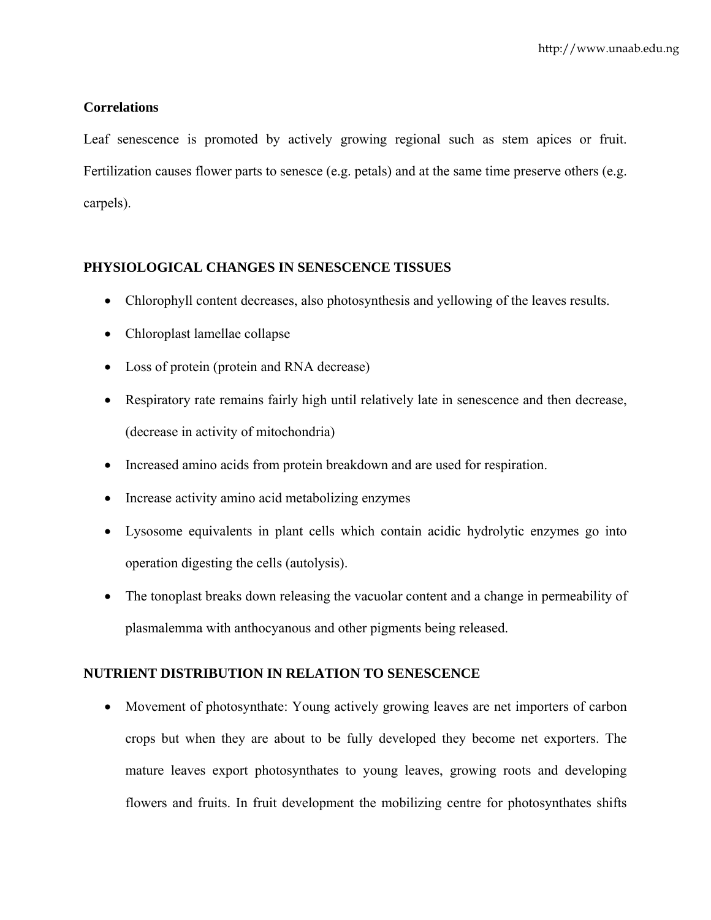**Correlations**

Leaf senescence is promoted by actively growing regional such as stem apices or fruit. Fertilization causes flower parts to senesce (e.g. petals) and at the same time preserve others (e.g. carpels).

## PHYSIOLOGICAL CHANGES IN SENESCENCE TISSUES

- Chlorophyll content decreases, also photosynthesis and yellowing of the leaves results.
- Chloroplast lamellae collapse
- Loss of protein (protein and RNA decrease)
- Respiratory rate remains fairly high until relatively late in senescence and then decrease, (decrease in activity of mitochondria)
- Increased amino acids from protein breakdown and are used for respiration.
- Increase activity amino acid metabolizing enzymes
- Lysosome equivalents in plant cells which contain acidic hydrolytic enzymes go into operation digesting the cells (autolysis).
- The tonoplast breaks down releasing the vacuolar content and a change in permeability of plasmalemma with anthocyanous and other pigments being released.

## NUTRIENT DISTRIBUTION IN RELATION TO SENESCENCE

- Movement of photosynthate: Young actively growing leaves are net importers of carbon crops but when they are about to be fully developed they become net exporters. The mature leaves export photosynthates to young leaves, growing roots and developing flowers and fruits. In fruit development the mobilizing centre for photosynthates shifts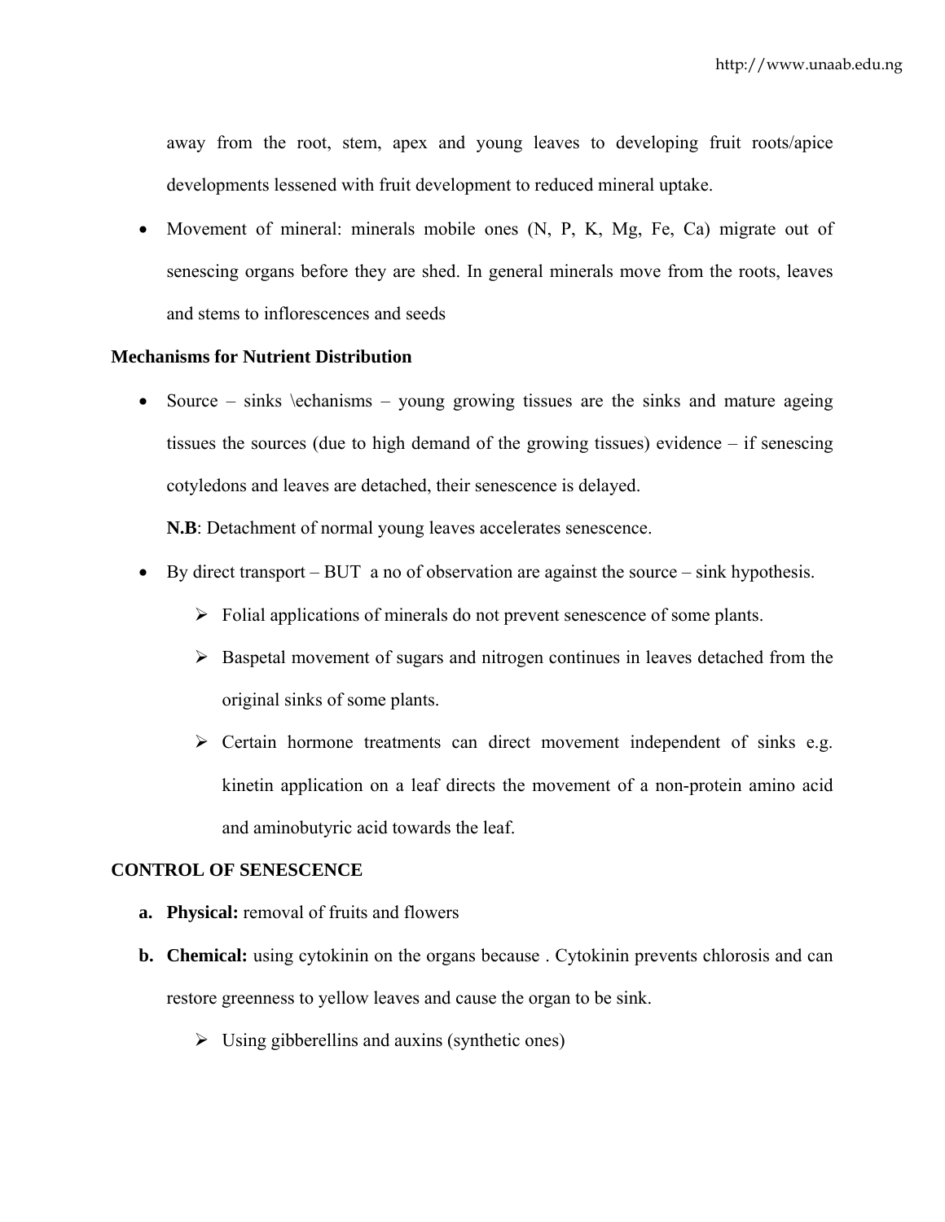away from the root, stem, apex and young leaves to developing fruit roots/apice developments lessened with fruit development to reduced mineral uptake.

- Movement of mineral: minerals mobile ones (N, P, K, Mg, Fe, Ca) migrate out of senescing organs before they are shed. In general minerals move from the roots, leaves and stems to inflorescences and seeds

**Mechanisms for Nutrient Distribution**

- Source – sinks \echanisms – young growing tissues are the sinks and mature ageing tissues the sources (due to high demand of the growing tissues) evidence – if senescing cotyledons and leaves are detached, their senescence is delayed.

  **N.B**: Detachment of normal young leaves accelerates senescence.

- By direct transport – BUT a no of observation are against the source – sink hypothesis.
  - Folial applications of minerals do not prevent senescence of some plants.
  - Baspetal movement of sugars and nitrogen continues in leaves detached from the original sinks of some plants.
  - Certain hormone treatments can direct movement independent of sinks e.g. kinetin application on a leaf directs the movement of a non-protein amino acid and aminobutyric acid towards the leaf.

**CONTROL OF SENESCENCE**

a. **Physical:** removal of fruits and flowers

b. **Chemical:** using cytokinin on the organs because . Cytokinin prevents chlorosis and can restore greenness to yellow leaves and cause the organ to be sink.
   - Using gibberellins and auxins (synthetic ones)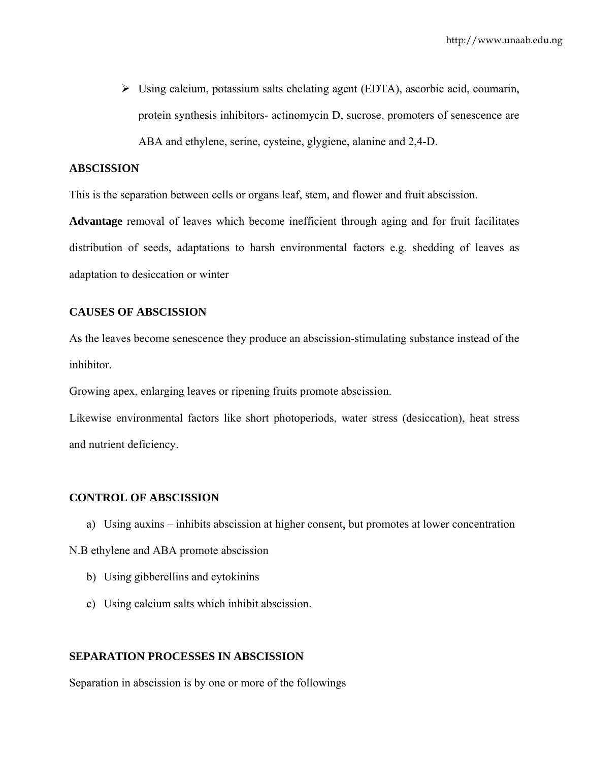- Using calcium, potassium salts chelating agent (EDTA), ascorbic acid, coumarin, protein synthesis inhibitors- actinomycin D, sucrose, promoters of senescence are ABA and ethylene, serine, cysteine, glygiene, alanine and 2,4-D.

**ABSCISSION**

This is the separation between cells or organs leaf, stem, and flower and fruit abscission.

**Advantage** removal of leaves which become inefficient through aging and for fruit facilitates distribution of seeds, adaptations to harsh environmental factors e.g. shedding of leaves as adaptation to desiccation or winter

**CAUSES OF ABSCISSION**

As the leaves become senescence they produce an abscission-stimulating substance instead of the inhibitor.

Growing apex, enlarging leaves or ripening fruits promote abscission.

Likewise environmental factors like short photoperiods, water stress (desiccation), heat stress and nutrient deficiency.

**CONTROL OF ABSCISSION**

a) Using auxins – inhibits abscission at higher consent, but promotes at lower concentration

N.B ethylene and ABA promote abscission

b) Using gibberellins and cytokinins

c) Using calcium salts which inhibit abscission.

**SEPARATION PROCESSES IN ABSCISSION**

Separation in abscission is by one or more of the followings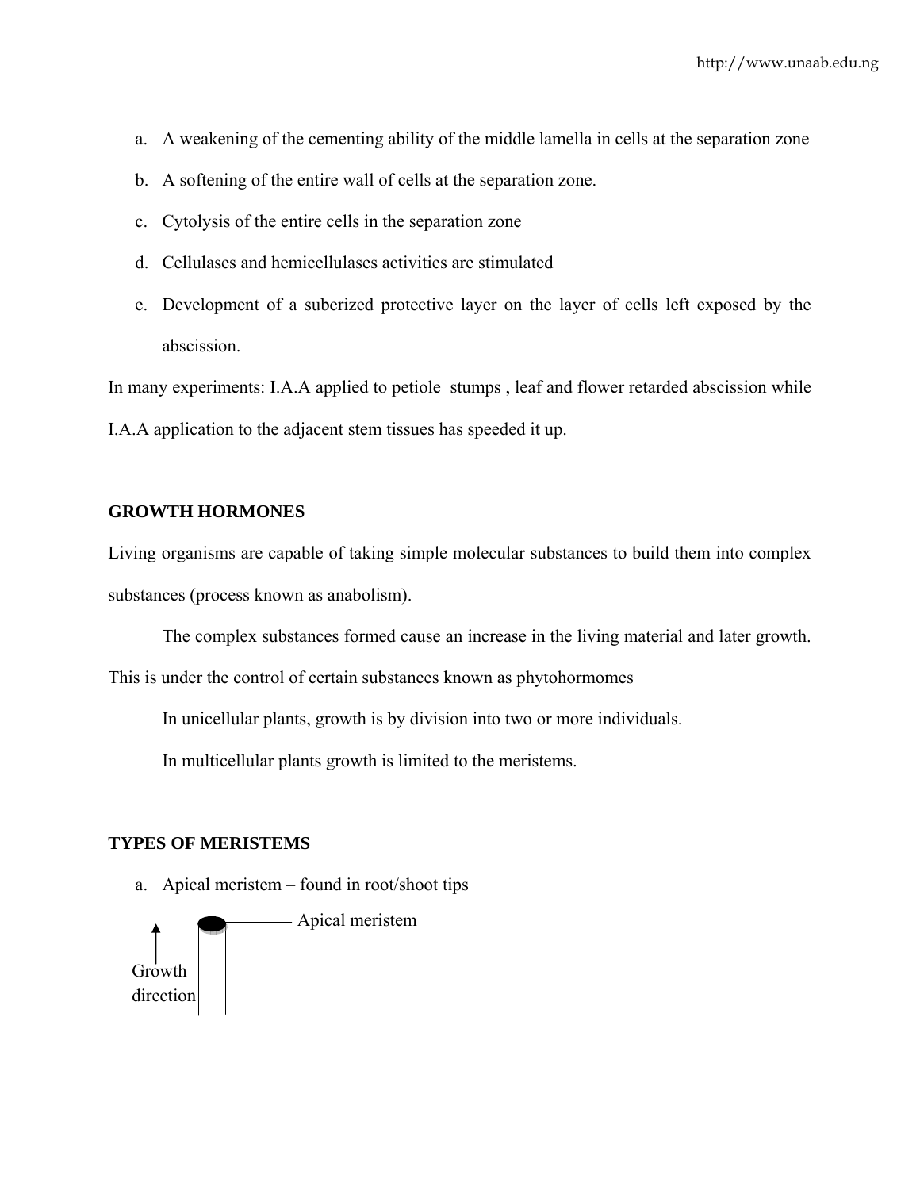a. A weakening of the cementing ability of the middle lamella in cells at the separation zone
b. A softening of the entire wall of cells at the separation zone.
c. Cytolysis of the entire cells in the separation zone
d. Cellulases and hemicellulases activities are stimulated
e. Development of a suberized protective layer on the layer of cells left exposed by the abscission.

In many experiments: I.A.A applied to petiole stumps , leaf and flower retarded abscission while I.A.A application to the adjacent stem tissues has speeded it up.

**GROWTH HORMONES**

Living organisms are capable of taking simple molecular substances to build them into complex substances (process known as anabolism).

The complex substances formed cause an increase in the living material and later growth. This is under the control of certain substances known as phytohormomes

In unicellular plants, growth is by division into two or more individuals.

In multicellular plants growth is limited to the meristems.

**TYPES OF MERISTEMS**

a. Apical meristem – found in root/shoot tips

Apical meristem

Growth direction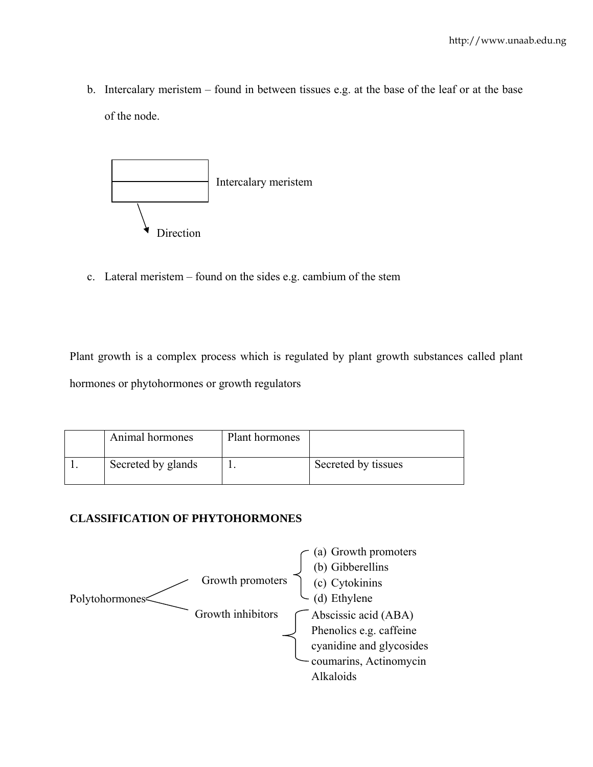b. Intercalary meristem – found in between tissues e.g. at the base of the leaf or at the base of the node.

Intercalary meristem

Direction

c. Lateral meristem – found on the sides e.g. cambium of the stem

Plant growth is a complex process which is regulated by plant growth substances called plant hormones or phytohormones or growth regulators

| | Animal hormones | Plant hormones | |
|---|---|---|---|
| 1. | Secreted by glands | 1. | Secreted by tissues |

**CLASSIFICATION OF PHYTOHORMONES**

Polytohormones

- Growth promoters
  - (a) Growth promoters
  - (b) Gibberellins
  - (c) Cytokinins
  - (d) Ethylene
- Growth inhibitors
  - Abscissic acid (ABA)
  - Phenolics e.g. caffeine
  - cyanidine and glycosides
  - coumarins, Actinomycin
  - Alkaloids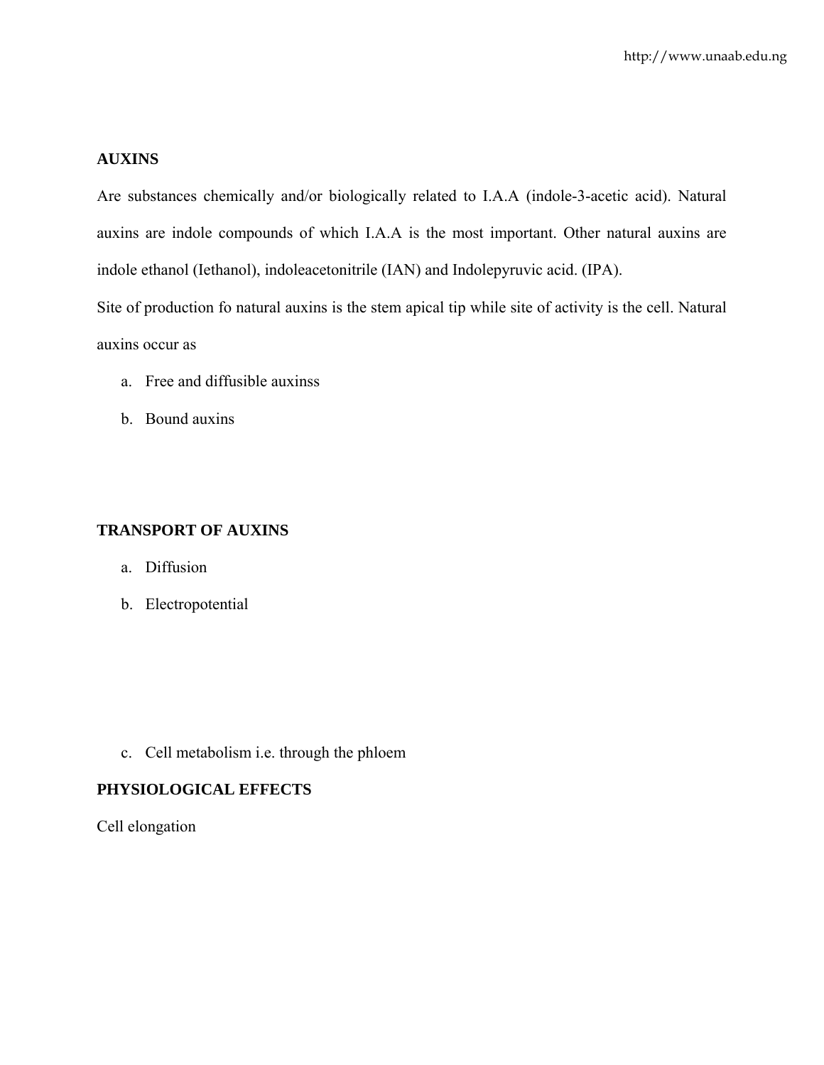**AUXINS**

Are substances chemically and/or biologically related to I.A.A (indole-3-acetic acid). Natural auxins are indole compounds of which I.A.A is the most important. Other natural auxins are indole ethanol (Iethanol), indoleacetonitrile (IAN) and Indolepyruvic acid. (IPA).

Site of production fo natural auxins is the stem apical tip while site of activity is the cell. Natural auxins occur as

a. Free and diffusible auxinss
b. Bound auxins

**TRANSPORT OF AUXINS**

a. Diffusion
b. Electropotential
c. Cell metabolism i.e. through the phloem

**PHYSIOLOGICAL EFFECTS**

Cell elongation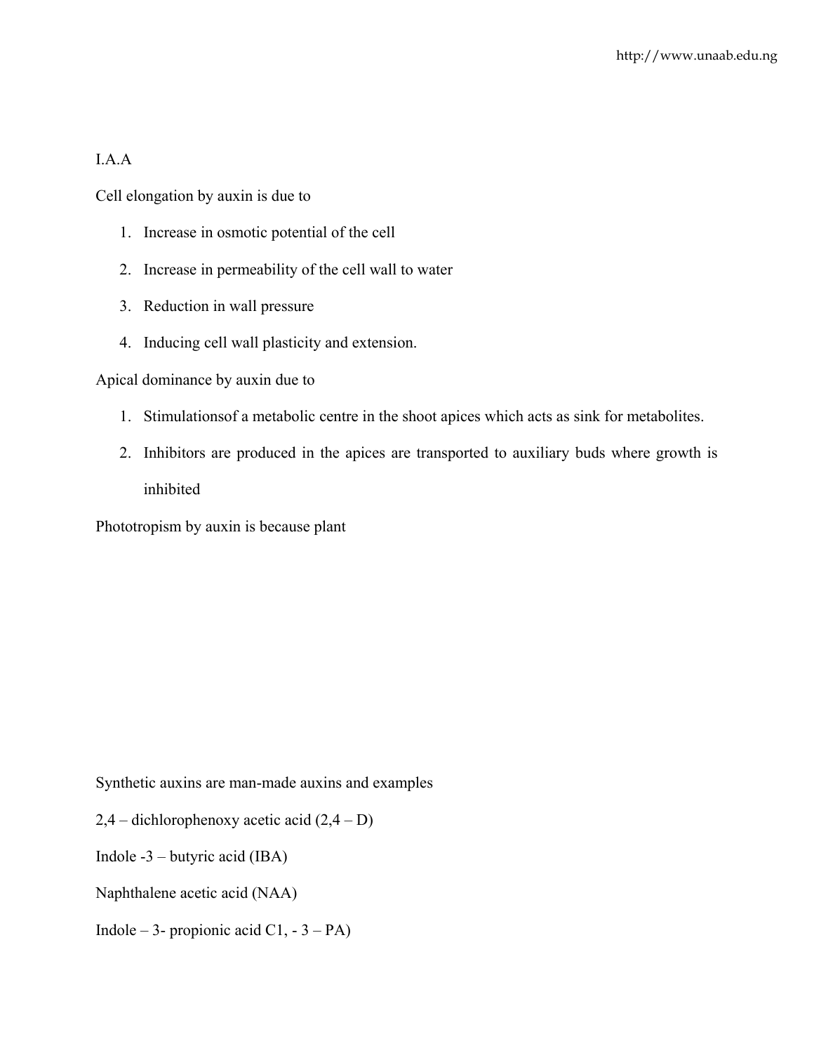I.A.A

Cell elongation by auxin is due to

1. Increase in osmotic potential of the cell
2. Increase in permeability of the cell wall to water
3. Reduction in wall pressure
4. Inducing cell wall plasticity and extension.

Apical dominance by auxin due to

1. Stimulationsof a metabolic centre in the shoot apices which acts as sink for metabolites.
2. Inhibitors are produced in the apices are transported to auxiliary buds where growth is inhibited

Phototropism by auxin is because plant

Synthetic auxins are man-made auxins and examples

2,4 – dichlorophenoxy acetic acid (2,4 – D)

Indole -3 – butyric acid (IBA)

Naphthalene acetic acid (NAA)

Indole – 3- propionic acid C1, - 3 – PA)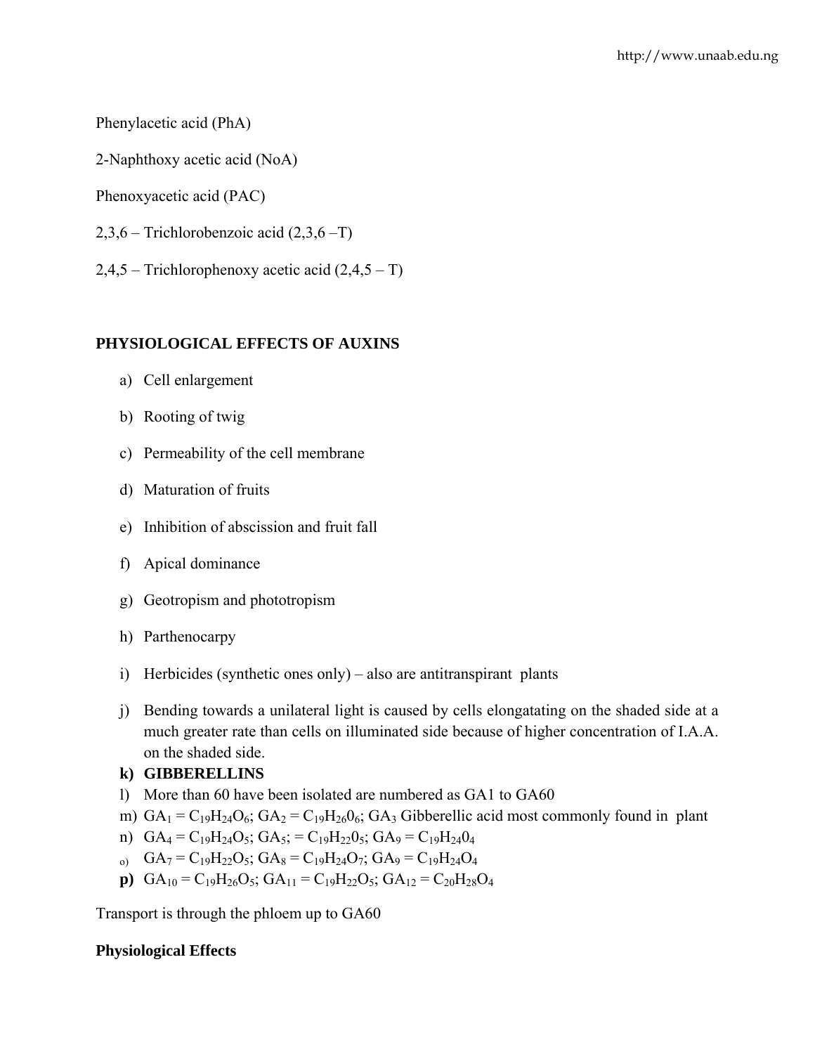Phenylacetic acid (PhA)

2-Naphthoxy acetic acid (NoA)

Phenoxyacetic acid (PAC)

2,3,6 – Trichlorobenzoic acid (2,3,6 –T)

2,4,5 – Trichlorophenoxy acetic acid (2,4,5 – T)

**PHYSIOLOGICAL EFFECTS OF AUXINS**

a) Cell enlargement
b) Rooting of twig
c) Permeability of the cell membrane
d) Maturation of fruits
e) Inhibition of abscission and fruit fall
f) Apical dominance
g) Geotropism and phototropism
h) Parthenocarpy
i) Herbicides (synthetic ones only) – also are antitranspirant plants
j) Bending towards a unilateral light is caused by cells elongatating on the shaded side at a much greater rate than cells on illuminated side because of higher concentration of I.A.A. on the shaded side.
**k) GIBBERELLINS**
l) More than 60 have been isolated are numbered as GA1 to GA60
m) $GA_1 = C_{19}H_{24}O_6$; $GA_2 = C_{19}H_{26}0_6$; $GA_3$ Gibberellic acid most commonly found in plant
n) $GA_4 = C_{19}H_{24}O_5$; $GA_5$; $= C_{19}H_{22}0_5$; $GA_9 = C_{19}H_{24}0_4$
o) $GA_7 = C_{19}H_{22}O_5$; $GA_8 = C_{19}H_{24}O_7$; $GA_9 = C_{19}H_{24}O_4$
**p)** $GA_{10} = C_{19}H_{26}O_5$; $GA_{11} = C_{19}H_{22}O_5$; $GA_{12} = C_{20}H_{28}O_4$

Transport is through the phloem up to GA60

**Physiological Effects**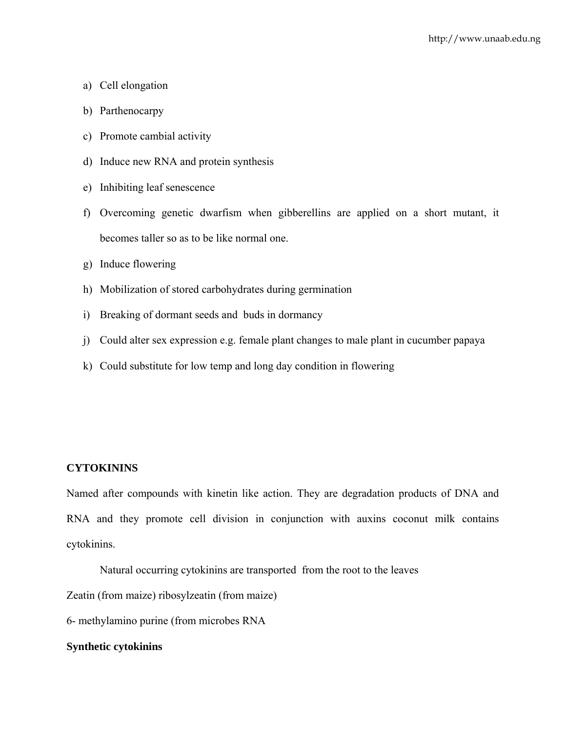a) Cell elongation
b) Parthenocarpy
c) Promote cambial activity
d) Induce new RNA and protein synthesis
e) Inhibiting leaf senescence
f) Overcoming genetic dwarfism when gibberellins are applied on a short mutant, it becomes taller so as to be like normal one.
g) Induce flowering
h) Mobilization of stored carbohydrates during germination
i) Breaking of dormant seeds and buds in dormancy
j) Could alter sex expression e.g. female plant changes to male plant in cucumber papaya
k) Could substitute for low temp and long day condition in flowering

**CYTOKININS**

Named after compounds with kinetin like action. They are degradation products of DNA and RNA and they promote cell division in conjunction with auxins coconut milk contains cytokinins.

Natural occurring cytokinins are transported from the root to the leaves

Zeatin (from maize) ribosylzeatin (from maize)

6- methylamino purine (from microbes RNA

**Synthetic cytokinins**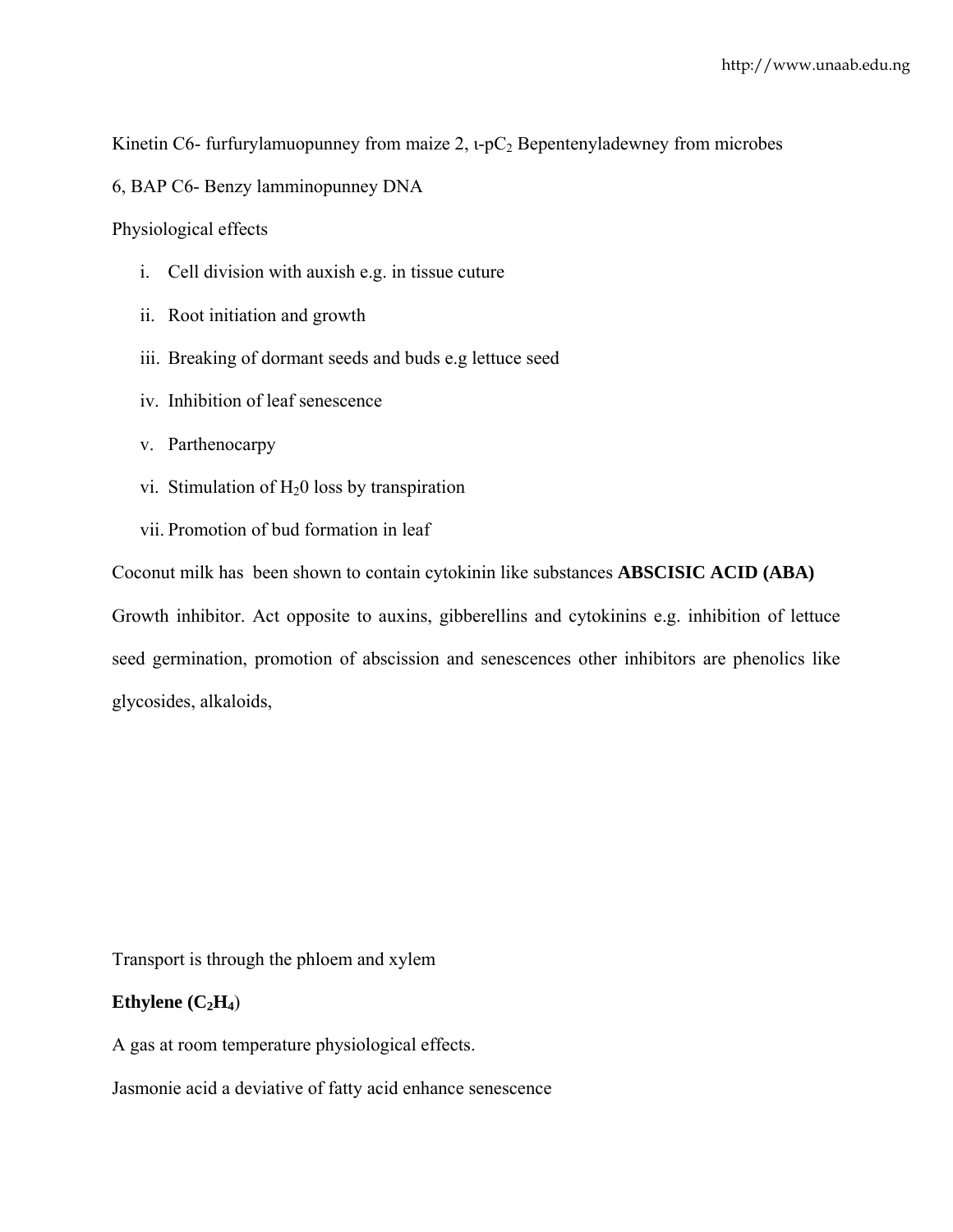Kinetin C6- furfurylamuopunney from maize 2, ɩ-p$C_2$ Bepentenyladewney from microbes

6, BAP C6- Benzy lamminopunney DNA

Physiological effects

i. Cell division with auxish e.g. in tissue cuture
ii. Root initiation and growth
iii. Breaking of dormant seeds and buds e.g lettuce seed
iv. Inhibition of leaf senescence
v. Parthenocarpy
vi. Stimulation of $H_20$ loss by transpiration
vii. Promotion of bud formation in leaf

Coconut milk has been shown to contain cytokinin like substances **ABSCISIC ACID (ABA)**

Growth inhibitor. Act opposite to auxins, gibberellins and cytokinins e.g. inhibition of lettuce seed germination, promotion of abscission and senescences other inhibitors are phenolics like glycosides, alkaloids,

Transport is through the phloem and xylem

**Ethylene ($C_2H_4$)**

A gas at room temperature physiological effects.

Jasmonie acid a deviative of fatty acid enhance senescence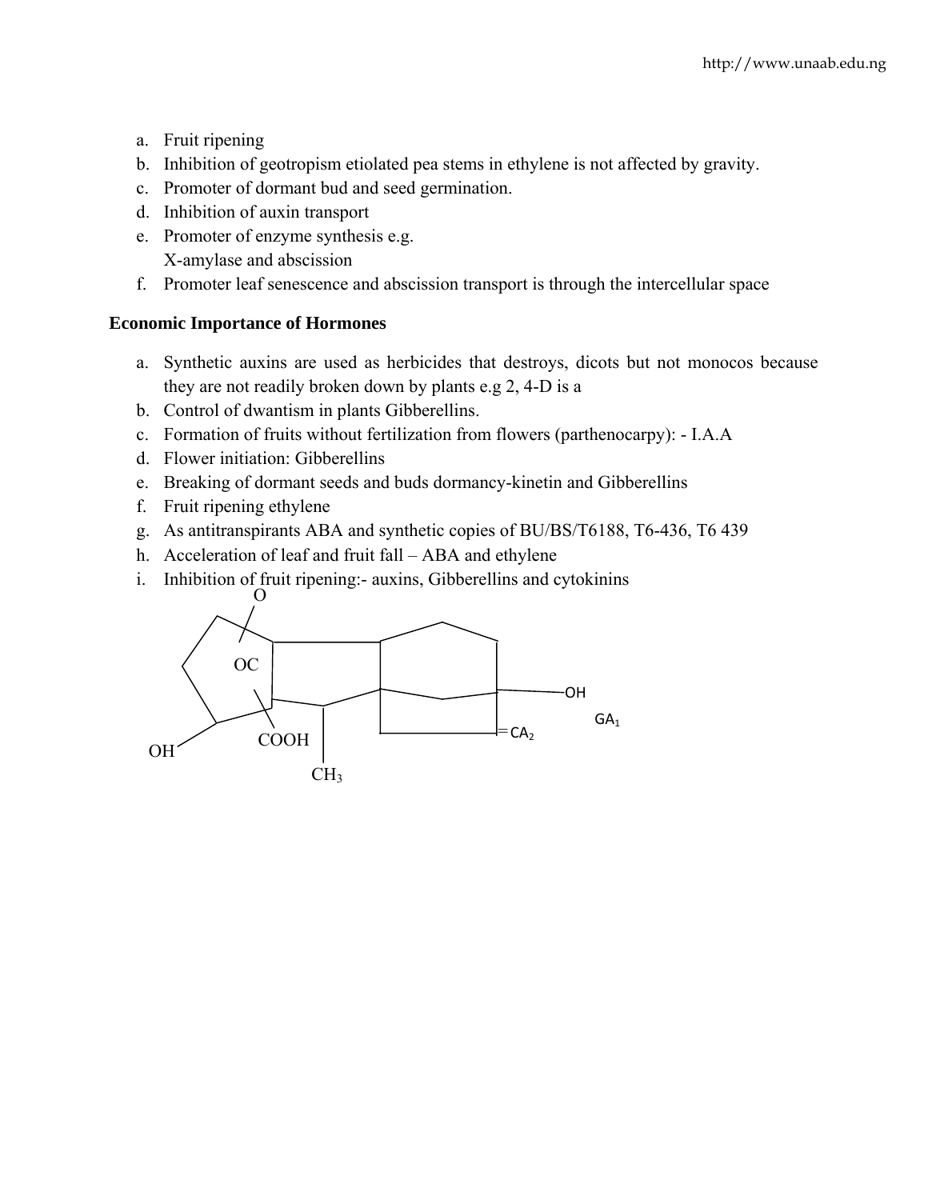a. Fruit ripening
b. Inhibition of geotropism etiolated pea stems in ethylene is not affected by gravity.
c. Promoter of dormant bud and seed germination.
d. Inhibition of auxin transport
e. Promoter of enzyme synthesis e.g.
   X-amylase and abscission
f. Promoter leaf senescence and abscission transport is through the intercellular space

**Economic Importance of Hormones**

a. Synthetic auxins are used as herbicides that destroys, dicots but not monocos because they are not readily broken down by plants e.g 2, 4-D is a
b. Control of dwantism in plants Gibberellins.
c. Formation of fruits without fertilization from flowers (parthenocarpy): - I.A.A
d. Flower initiation: Gibberellins
e. Breaking of dormant seeds and buds dormancy-kinetin and Gibberellins
f. Fruit ripening ethylene
g. As antitranspirants ABA and synthetic copies of BU/BS/T6188, T6-436, T6 439
h. Acceleration of leaf and fruit fall – ABA and ethylene
i. Inhibition of fruit ripening:- auxins, Gibberellins and cytokinins

O

OC

OH

COOH

$CH_3$

OH

$=CA_2$

$GA_1$